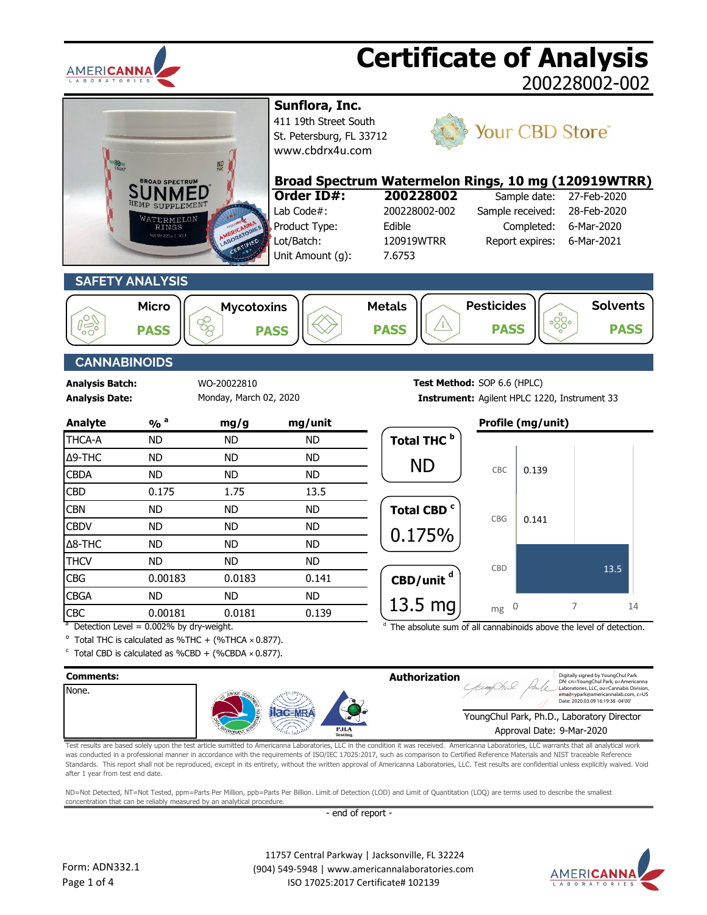# Certificate of Analysis

200228002-002

**Sunflora, Inc.**
411 19th Street South
St. Petersburg, FL 33712
www.cbdrx4u.com

Your CBD Store

## Broad Spectrum Watermelon Rings, 10 mg (120919WTRR)

| | | | |
|---|---|---|---|
| **Order ID#:** | **200228002** | Sample date: | 27-Feb-2020 |
| Lab Code#: | 200228002-002 | Sample received: | 28-Feb-2020 |
| Product Type: | Edible | Completed: | 6-Mar-2020 |
| Lot/Batch: | 120919WTRR | Report expires: | 6-Mar-2021 |
| Unit Amount (g): | 7.6753 | | |

## SAFETY ANALYSIS

| Micro | Mycotoxins | Metals | Pesticides | Solvents |
|---|---|---|---|---|
| PASS | PASS | PASS | PASS | PASS |

## CANNABINOIDS

**Analysis Batch:** WO-20022810
**Analysis Date:** Monday, March 02, 2020
**Test Method:** SOP 6.6 (HPLC)
**Instrument:** Agilent HPLC 1220, Instrument 33

| Analyte | % [a] | mg/g | mg/unit |
|---|---|---|---|
| THCA-A | ND | ND | ND |
| Δ9-THC | ND | ND | ND |
| CBDA | ND | ND | ND |
| CBD | 0.175 | 1.75 | 13.5 |
| CBN | ND | ND | ND |
| CBDV | ND | ND | ND |
| Δ8-THC | ND | ND | ND |
| THCV | ND | ND | ND |
| CBG | 0.00183 | 0.0183 | 0.141 |
| CBGA | ND | ND | ND |
| CBC | 0.00181 | 0.0181 | 0.139 |

**Total THC [b]:** ND

**Total CBD [c]:** 0.175%

**CBD/unit [d]:** 13.5 mg

**Profile (mg/unit)**

| Analyte | mg |
|---|---|
| CBC | 0.139 |
| CBG | 0.141 |
| CBD | 13.5 |

[a] Detection Level = 0.002% by dry-weight.
[b] Total THC is calculated as %THC + (%THCA × 0.877).
[c] Total CBD is calculated as %CBD + (%CBDA × 0.877).
[d] The absolute sum of all cannabinoids above the level of detection.

**Comments:**
None.

**Authorization**

Digitally signed by YoungChul Park
DN: cn=YoungChul Park, o=Americanna Laboratories, LLC, ou=Cannabis Division, email=ypark@americannalab.com, c=US
Date: 2020.03.09 16:19:38 -04'00'

YoungChul Park, Ph.D., Laboratory Director
Approval Date: 9-Mar-2020

Test results are based solely upon the test article sumitted to Americanna Laboratories, LLC in the condition it was received. Americanna Laboratories, LLC warrants that all analytical work was conducted in a professional manner in accordance with the requirements of ISO/IEC 17025:2017, such as comparison to Certified Reference Materials and NIST traceable Reference Standards. This report shall not be reproduced, except in its entirety, without the written approval of Americanna Laboratories, LLC. Test results are confidential unless explicitly waived. Void after 1 year from test end date.

ND=Not Detected, NT=Not Tested, ppm=Parts Per Million, ppb=Parts Per Billion. Limit of Detection (LOD) and Limit of Quantitation (LOQ) are terms used to describe the smallest concentration that can be reliably measured by an analytical procedure.

- end of report -

Form: ADN332.1

11757 Central Parkway | Jacksonville, FL 32224
(904) 549-5948 | www.americannalaboratories.com
ISO 17025:2017 Certificate# 102139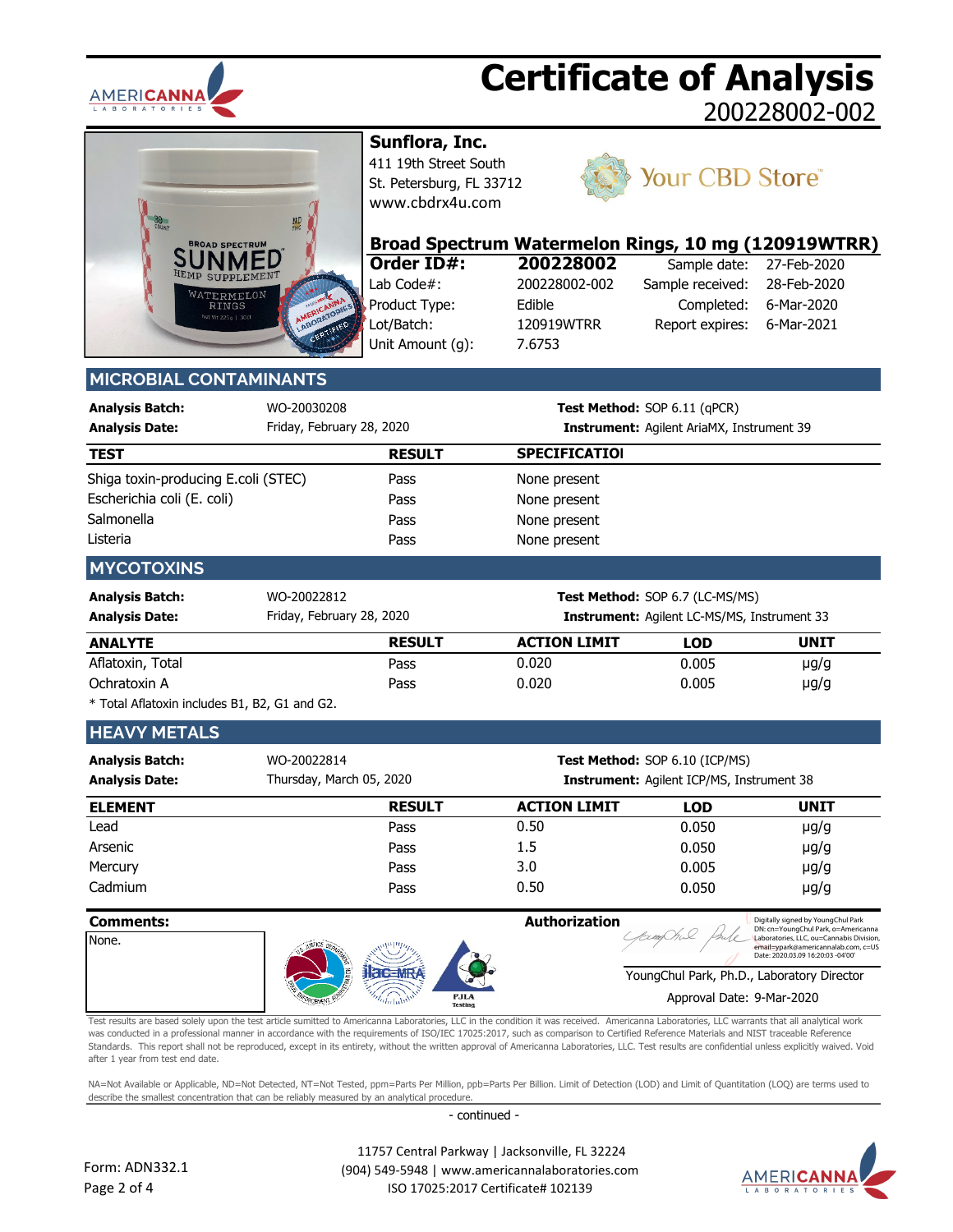# Certificate of Analysis

200228002-002

**Sunflora, Inc.**
411 19th Street South
St. Petersburg, FL 33712
www.cbdrx4u.com

Your CBD Store

## Broad Spectrum Watermelon Rings, 10 mg (120919WTRR)

| | | | |
|---|---|---|---|
| **Order ID#:** | **200228002** | Sample date: | 27-Feb-2020 |
| Lab Code#: | 200228002-002 | Sample received: | 28-Feb-2020 |
| Product Type: | Edible | Completed: | 6-Mar-2020 |
| Lot/Batch: | 120919WTRR | Report expires: | 6-Mar-2021 |
| Unit Amount (g): | 7.6753 | | |

## MICROBIAL CONTAMINANTS

**Analysis Batch:** WO-20030208
**Analysis Date:** Friday, February 28, 2020
**Test Method:** SOP 6.11 (qPCR)
**Instrument:** Agilent AriaMX, Instrument 39

| TEST | RESULT | SPECIFICATIOI |
|---|---|---|
| Shiga toxin-producing E.coli (STEC) | Pass | None present |
| Escherichia coli (E. coli) | Pass | None present |
| Salmonella | Pass | None present |
| Listeria | Pass | None present |

## MYCOTOXINS

**Analysis Batch:** WO-20022812
**Analysis Date:** Friday, February 28, 2020
**Test Method:** SOP 6.7 (LC-MS/MS)
**Instrument:** Agilent LC-MS/MS, Instrument 33

| ANALYTE | RESULT | ACTION LIMIT | LOD | UNIT |
|---|---|---|---|---|
| Aflatoxin, Total | Pass | 0.020 | 0.005 | μg/g |
| Ochratoxin A | Pass | 0.020 | 0.005 | μg/g |

* Total Aflatoxin includes B1, B2, G1 and G2.

## HEAVY METALS

**Analysis Batch:** WO-20022814
**Analysis Date:** Thursday, March 05, 2020
**Test Method:** SOP 6.10 (ICP/MS)
**Instrument:** Agilent ICP/MS, Instrument 38

| ELEMENT | RESULT | ACTION LIMIT | LOD | UNIT |
|---|---|---|---|---|
| Lead | Pass | 0.50 | 0.050 | μg/g |
| Arsenic | Pass | 1.5 | 0.050 | μg/g |
| Mercury | Pass | 3.0 | 0.005 | μg/g |
| Cadmium | Pass | 0.50 | 0.050 | μg/g |

**Comments:**
None.

**Authorization**

Digitally signed by YoungChul Park
DN: cn=YoungChul Park, o=Americanna Laboratories, LLC, ou=Cannabis Division, email=ypark@americannalab.com, c=US
Date: 2020.03.09 16:20:03 -04'00'

YoungChul Park, Ph.D., Laboratory Director
Approval Date: 9-Mar-2020

Test results are based solely upon the test article sumitted to Americanna Laboratories, LLC in the condition it was received. Americanna Laboratories, LLC warrants that all analytical work was conducted in a professional manner in accordance with the requirements of ISO/IEC 17025:2017, such as comparison to Certified Reference Materials and NIST traceable Reference Standards. This report shall not be reproduced, except in its entirety, without the written approval of Americanna Laboratories, LLC. Test results are confidential unless explicitly waived. Void after 1 year from test end date.

NA=Not Available or Applicable, ND=Not Detected, NT=Not Tested, ppm=Parts Per Million, ppb=Parts Per Billion. Limit of Detection (LOD) and Limit of Quantitation (LOQ) are terms used to describe the smallest concentration that can be reliably measured by an analytical procedure.

- continued -

Form: ADN332.1

11757 Central Parkway | Jacksonville, FL 32224
(904) 549-5948 | www.americannalaboratories.com
ISO 17025:2017 Certificate# 102139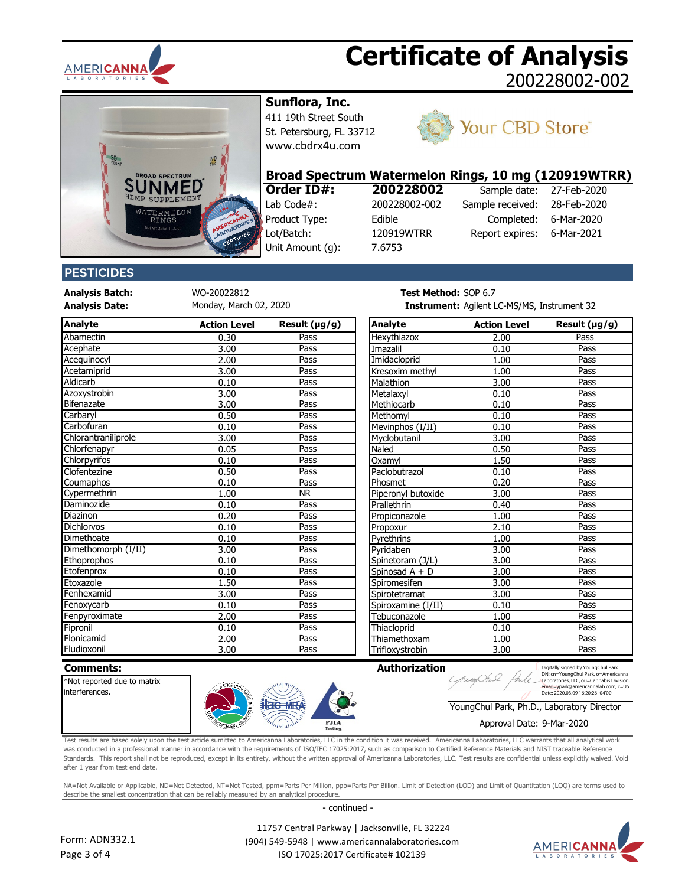# Certificate of Analysis
200228002-002

**Sunflora, Inc.**
411 19th Street South
St. Petersburg, FL 33712
www.cbdrx4u.com

Your CBD Store™

## Broad Spectrum Watermelon Rings, 10 mg (120919WTRR)

| | | | |
|---|---|---|---|
| **Order ID#:** | **200228002** | Sample date: | 27-Feb-2020 |
| Lab Code#: | 200228002-002 | Sample received: | 28-Feb-2020 |
| Product Type: | Edible | Completed: | 6-Mar-2020 |
| Lot/Batch: | 120919WTRR | Report expires: | 6-Mar-2021 |
| Unit Amount (g): | 7.6753 | | |

## PESTICIDES

**Analysis Batch:** WO-20022812
**Analysis Date:** Monday, March 02, 2020
**Test Method:** SOP 6.7
**Instrument:** Agilent LC-MS/MS, Instrument 32

| Analyte | Action Level | Result (µg/g) |
|---|---|---|
| Abamectin | 0.30 | Pass |
| Acephate | 3.00 | Pass |
| Acequinocyl | 2.00 | Pass |
| Acetamiprid | 3.00 | Pass |
| Aldicarb | 0.10 | Pass |
| Azoxystrobin | 3.00 | Pass |
| Bifenazate | 3.00 | Pass |
| Carbaryl | 0.50 | Pass |
| Carbofuran | 0.10 | Pass |
| Chlorantraniliprole | 3.00 | Pass |
| Chlorfenapyr | 0.05 | Pass |
| Chlorpyrifos | 0.10 | Pass |
| Clofentezine | 0.50 | Pass |
| Coumaphos | 0.10 | Pass |
| Cypermethrin | 1.00 | NR |
| Daminozide | 0.10 | Pass |
| Diazinon | 0.20 | Pass |
| Dichlorvos | 0.10 | Pass |
| Dimethoate | 0.10 | Pass |
| Dimethomorph (I/II) | 3.00 | Pass |
| Ethoprophos | 0.10 | Pass |
| Etofenprox | 0.10 | Pass |
| Etoxazole | 1.50 | Pass |
| Fenhexamid | 3.00 | Pass |
| Fenoxycarb | 0.10 | Pass |
| Fenpyroximate | 2.00 | Pass |
| Fipronil | 0.10 | Pass |
| Flonicamid | 2.00 | Pass |
| Fludioxonil | 3.00 | Pass |
| Hexythiazox | 2.00 | Pass |
| Imazalil | 0.10 | Pass |
| Imidacloprid | 1.00 | Pass |
| Kresoxim methyl | 1.00 | Pass |
| Malathion | 3.00 | Pass |
| Metalaxyl | 0.10 | Pass |
| Methiocarb | 0.10 | Pass |
| Methomyl | 0.10 | Pass |
| Mevinphos (I/II) | 0.10 | Pass |
| Myclobutanil | 3.00 | Pass |
| Naled | 0.50 | Pass |
| Oxamyl | 1.50 | Pass |
| Paclobutrazol | 0.10 | Pass |
| Phosmet | 0.20 | Pass |
| Piperonyl butoxide | 3.00 | Pass |
| Prallethrin | 0.40 | Pass |
| Propiconazole | 1.00 | Pass |
| Propoxur | 2.10 | Pass |
| Pyrethrins | 1.00 | Pass |
| Pyridaben | 3.00 | Pass |
| Spinetoram (J/L) | 3.00 | Pass |
| Spinosad A + D | 3.00 | Pass |
| Spiromesifen | 3.00 | Pass |
| Spirotetramat | 3.00 | Pass |
| Spiroxamine (I/II) | 0.10 | Pass |
| Tebuconazole | 1.00 | Pass |
| Thiacloprid | 0.10 | Pass |
| Thiamethoxam | 1.00 | Pass |
| Trifloxystrobin | 3.00 | Pass |

**Comments:**
*Not reported due to matrix interferences.

**Authorization**

Digitally signed by YoungChul Park
DN: cn=YoungChul Park, o=Americanna Laboratories, LLC, ou=Cannabis Division, email=ypark@americannalab.com, c=US
Date: 2020.03.09 16:20:26 -04'00'

YoungChul Park, Ph.D., Laboratory Director
Approval Date: 9-Mar-2020

Test results are based solely upon the test article sumitted to Americanna Laboratories, LLC in the condition it was received. Americanna Laboratories, LLC warrants that all analytical work was conducted in a professional manner in accordance with the requirements of ISO/IEC 17025:2017, such as comparison to Certified Reference Materials and NIST traceable Reference Standards. This report shall not be reproduced, except in its entirety, without the written approval of Americanna Laboratories, LLC. Test results are confidential unless explicitly waived. Void after 1 year from test end date.

NA=Not Available or Applicable, ND=Not Detected, NT=Not Tested, ppm=Parts Per Million, ppb=Parts Per Billion. Limit of Detection (LOD) and Limit of Quantitation (LOQ) are terms used to describe the smallest concentration that can be reliably measured by an analytical procedure.

- continued -

Form: ADN332.1

11757 Central Parkway | Jacksonville, FL 32224
(904) 549-5948 | www.americannalaboratories.com
ISO 17025:2017 Certificate# 102139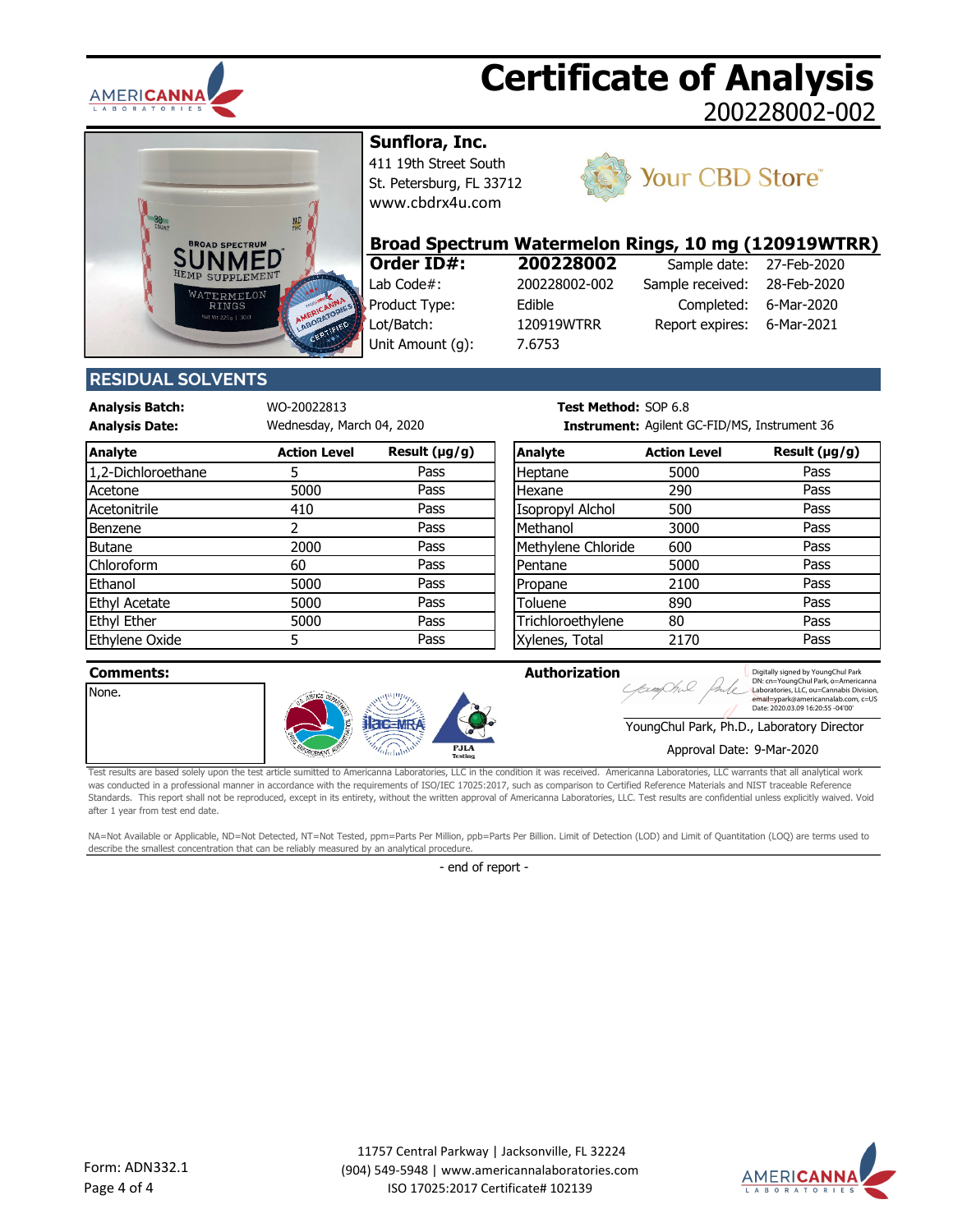# Certificate of Analysis

200228002-002

**Sunflora, Inc.**
411 19th Street South
St. Petersburg, FL 33712
www.cbdrx4u.com

Your CBD Store

## Broad Spectrum Watermelon Rings, 10 mg (120919WTRR)

| | | | |
|---|---|---|---|
| **Order ID#:** | **200228002** | Sample date: | 27-Feb-2020 |
| Lab Code#: | 200228002-002 | Sample received: | 28-Feb-2020 |
| Product Type: | Edible | Completed: | 6-Mar-2020 |
| Lot/Batch: | 120919WTRR | Report expires: | 6-Mar-2021 |
| Unit Amount (g): | 7.6753 | | |

## RESIDUAL SOLVENTS

**Analysis Batch:** WO-20022813
**Analysis Date:** Wednesday, March 04, 2020
**Test Method:** SOP 6.8
**Instrument:** Agilent GC-FID/MS, Instrument 36

| Analyte | Action Level | Result (µg/g) |
|---|---|---|
| 1,2-Dichloroethane | 5 | Pass |
| Acetone | 5000 | Pass |
| Acetonitrile | 410 | Pass |
| Benzene | 2 | Pass |
| Butane | 2000 | Pass |
| Chloroform | 60 | Pass |
| Ethanol | 5000 | Pass |
| Ethyl Acetate | 5000 | Pass |
| Ethyl Ether | 5000 | Pass |
| Ethylene Oxide | 5 | Pass |

| Analyte | Action Level | Result (µg/g) |
|---|---|---|
| Heptane | 5000 | Pass |
| Hexane | 290 | Pass |
| Isopropyl Alchol | 500 | Pass |
| Methanol | 3000 | Pass |
| Methylene Chloride | 600 | Pass |
| Pentane | 5000 | Pass |
| Propane | 2100 | Pass |
| Toluene | 890 | Pass |
| Trichloroethylene | 80 | Pass |
| Xylenes, Total | 2170 | Pass |

**Comments:**
None.

**Authorization**

Digitally signed by YoungChul Park
DN: cn=YoungChul Park, o=Americanna Laboratories, LLC, ou=Cannabis Division, email=ypark@americannalab.com, c=US
Date: 2020.03.09 16:20:55 -04'00'

YoungChul Park, Ph.D., Laboratory Director
Approval Date: 9-Mar-2020

Test results are based solely upon the test article sumitted to Americanna Laboratories, LLC in the condition it was received. Americanna Laboratories, LLC warrants that all analytical work was conducted in a professional manner in accordance with the requirements of ISO/IEC 17025:2017, such as comparison to Certified Reference Materials and NIST traceable Reference Standards. This report shall not be reproduced, except in its entirety, without the written approval of Americanna Laboratories, LLC. Test results are confidential unless explicitly waived. Void after 1 year from test end date.

NA=Not Available or Applicable, ND=Not Detected, NT=Not Tested, ppm=Parts Per Million, ppb=Parts Per Billion. Limit of Detection (LOD) and Limit of Quantitation (LOQ) are terms used to describe the smallest concentration that can be reliably measured by an analytical procedure.

- end of report -

Form: ADN332.1

11757 Central Parkway | Jacksonville, FL 32224
(904) 549-5948 | www.americannalaboratories.com
ISO 17025:2017 Certificate# 102139